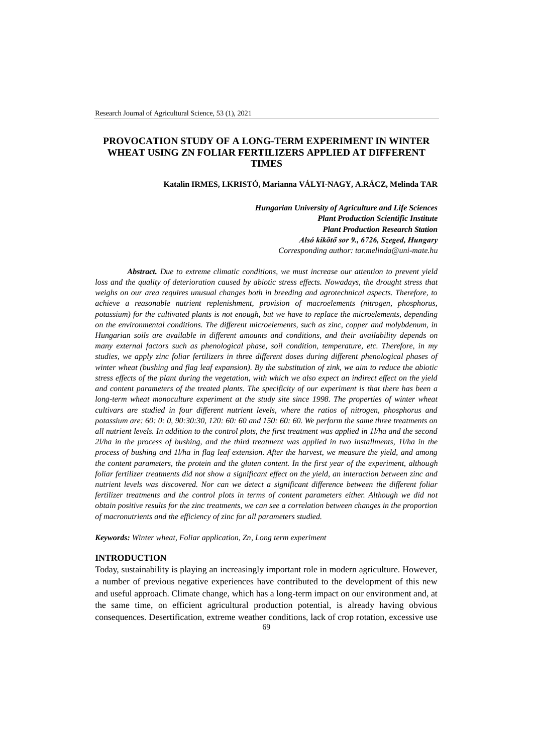# PROVOCATION STUDY OF A LONG-TERM EXPERIMENT IN WINTER WHEAT USING ZN FOLIAR FERTILIZERS APPLIED AT DIFFERENT TIMES

**Katalin IRMES, I.KRISTÓ, Marianna VÁLYI-NAGY, A.RÁCZ, Melinda TAR**

***Hungarian University of Agriculture and Life Sciences***
***Plant Production Scientific Institute***
***Plant Production Research Station***
***Alsó kikötő sor 9., 6726, Szeged, Hungary***
*Corresponding author: tar.melinda@uni-mate.hu*

***Abstract.*** *Due to extreme climatic conditions, we must increase our attention to prevent yield loss and the quality of deterioration caused by abiotic stress effects. Nowadays, the drought stress that weighs on our area requires unusual changes both in breeding and agrotechnical aspects. Therefore, to achieve a reasonable nutrient replenishment, provision of macroelements (nitrogen, phosphorus, potassium) for the cultivated plants is not enough, but we have to replace the microelements, depending on the environmental conditions. The different microelements, such as zinc, copper and molybdenum, in Hungarian soils are available in different amounts and conditions, and their availability depends on many external factors such as phenological phase, soil condition, temperature, etc. Therefore, in my studies, we apply zinc foliar fertilizers in three different doses during different phenological phases of winter wheat (bushing and flag leaf expansion). By the substitution of zink, we aim to reduce the abiotic stress effects of the plant during the vegetation, with which we also expect an indirect effect on the yield and content parameters of the treated plants. The specificity of our experiment is that there has been a long-term wheat monoculture experiment at the study site since 1998. The properties of winter wheat cultivars are studied in four different nutrient levels, where the ratios of nitrogen, phosphorus and potassium are: 60: 0: 0, 90:30:30, 120: 60: 60 and 150: 60: 60. We perform the same three treatments on all nutrient levels. In addition to the control plots, the first treatment was applied in 1l/ha and the second 2l/ha in the process of bushing, and the third treatment was applied in two installments, 1l/ha in the process of bushing and 1l/ha in flag leaf extension. After the harvest, we measure the yield, and among the content parameters, the protein and the gluten content. In the first year of the experiment, although foliar fertilizer treatments did not show a significant effect on the yield, an interaction between zinc and nutrient levels was discovered. Nor can we detect a significant difference between the different foliar fertilizer treatments and the control plots in terms of content parameters either. Although we did not obtain positive results for the zinc treatments, we can see a correlation between changes in the proportion of macronutrients and the efficiency of zinc for all parameters studied.*

***Keywords:*** *Winter wheat, Foliar application, Zn, Long term experiment*

## INTRODUCTION

Today, sustainability is playing an increasingly important role in modern agriculture. However, a number of previous negative experiences have contributed to the development of this new and useful approach. Climate change, which has a long-term impact on our environment and, at the same time, on efficient agricultural production potential, is already having obvious consequences. Desertification, extreme weather conditions, lack of crop rotation, excessive use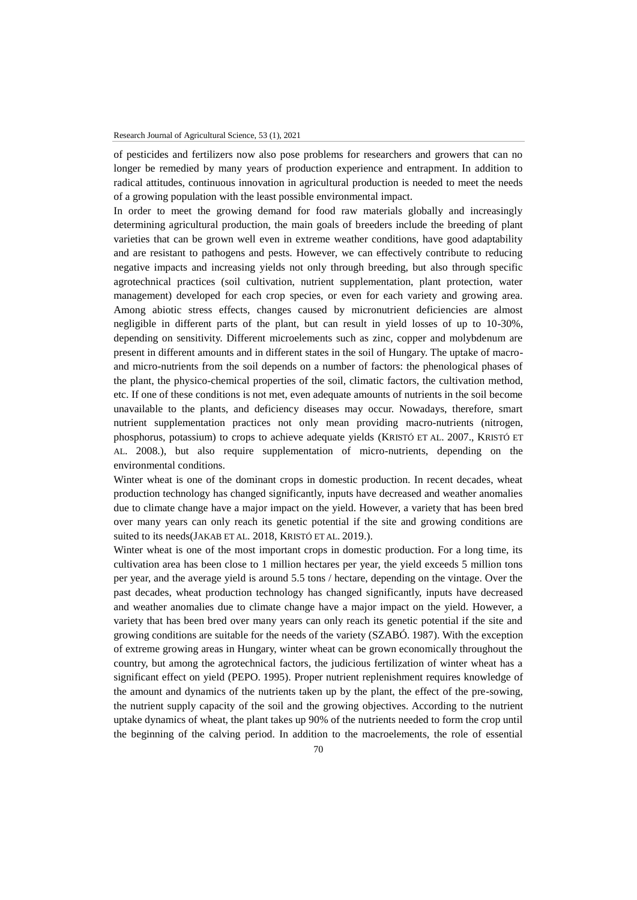of pesticides and fertilizers now also pose problems for researchers and growers that can no longer be remedied by many years of production experience and entrapment. In addition to radical attitudes, continuous innovation in agricultural production is needed to meet the needs of a growing population with the least possible environmental impact.

In order to meet the growing demand for food raw materials globally and increasingly determining agricultural production, the main goals of breeders include the breeding of plant varieties that can be grown well even in extreme weather conditions, have good adaptability and are resistant to pathogens and pests. However, we can effectively contribute to reducing negative impacts and increasing yields not only through breeding, but also through specific agrotechnical practices (soil cultivation, nutrient supplementation, plant protection, water management) developed for each crop species, or even for each variety and growing area. Among abiotic stress effects, changes caused by micronutrient deficiencies are almost negligible in different parts of the plant, but can result in yield losses of up to 10-30%, depending on sensitivity. Different microelements such as zinc, copper and molybdenum are present in different amounts and in different states in the soil of Hungary. The uptake of macro- and micro-nutrients from the soil depends on a number of factors: the phenological phases of the plant, the physico-chemical properties of the soil, climatic factors, the cultivation method, etc. If one of these conditions is not met, even adequate amounts of nutrients in the soil become unavailable to the plants, and deficiency diseases may occur. Nowadays, therefore, smart nutrient supplementation practices not only mean providing macro-nutrients (nitrogen, phosphorus, potassium) to crops to achieve adequate yields (KRISTÓ ET AL. 2007., KRISTÓ ET AL. 2008.), but also require supplementation of micro-nutrients, depending on the environmental conditions.

Winter wheat is one of the dominant crops in domestic production. In recent decades, wheat production technology has changed significantly, inputs have decreased and weather anomalies due to climate change have a major impact on the yield. However, a variety that has been bred over many years can only reach its genetic potential if the site and growing conditions are suited to its needs(JAKAB ET AL. 2018, KRISTÓ ET AL. 2019.).

Winter wheat is one of the most important crops in domestic production. For a long time, its cultivation area has been close to 1 million hectares per year, the yield exceeds 5 million tons per year, and the average yield is around 5.5 tons / hectare, depending on the vintage. Over the past decades, wheat production technology has changed significantly, inputs have decreased and weather anomalies due to climate change have a major impact on the yield. However, a variety that has been bred over many years can only reach its genetic potential if the site and growing conditions are suitable for the needs of the variety (SZABÓ. 1987). With the exception of extreme growing areas in Hungary, winter wheat can be grown economically throughout the country, but among the agrotechnical factors, the judicious fertilization of winter wheat has a significant effect on yield (PEPO. 1995). Proper nutrient replenishment requires knowledge of the amount and dynamics of the nutrients taken up by the plant, the effect of the pre-sowing, the nutrient supply capacity of the soil and the growing objectives. According to the nutrient uptake dynamics of wheat, the plant takes up 90% of the nutrients needed to form the crop until the beginning of the calving period. In addition to the macroelements, the role of essential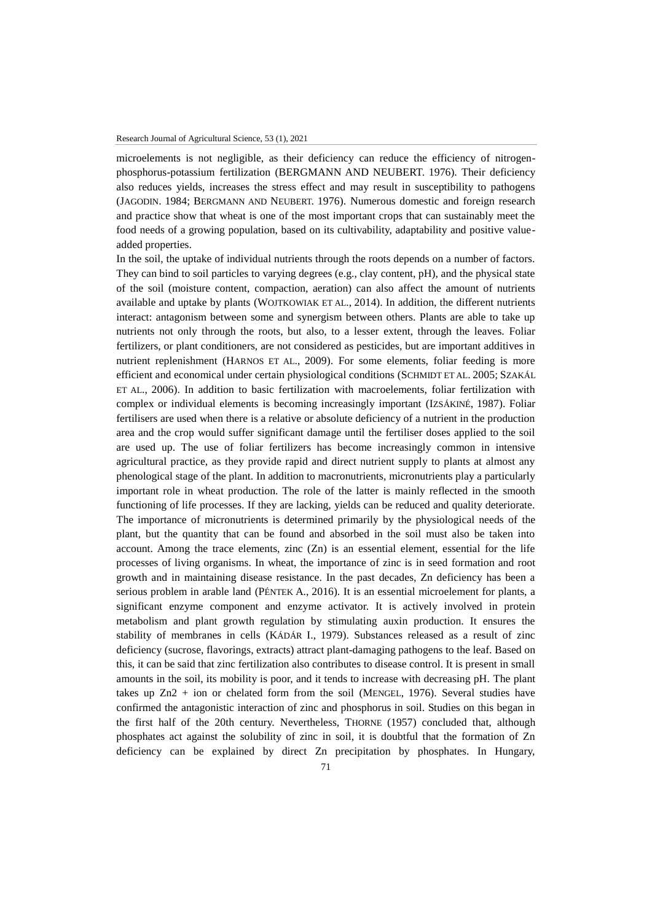microelements is not negligible, as their deficiency can reduce the efficiency of nitrogen-phosphorus-potassium fertilization (BERGMANN AND NEUBERT. 1976). Their deficiency also reduces yields, increases the stress effect and may result in susceptibility to pathogens (JAGODIN. 1984; BERGMANN AND NEUBERT. 1976). Numerous domestic and foreign research and practice show that wheat is one of the most important crops that can sustainably meet the food needs of a growing population, based on its cultivability, adaptability and positive value-added properties.

In the soil, the uptake of individual nutrients through the roots depends on a number of factors. They can bind to soil particles to varying degrees (e.g., clay content, pH), and the physical state of the soil (moisture content, compaction, aeration) can also affect the amount of nutrients available and uptake by plants (WOJTKOWIAK ET AL., 2014). In addition, the different nutrients interact: antagonism between some and synergism between others. Plants are able to take up nutrients not only through the roots, but also, to a lesser extent, through the leaves. Foliar fertilizers, or plant conditioners, are not considered as pesticides, but are important additives in nutrient replenishment (HARNOS ET AL., 2009). For some elements, foliar feeding is more efficient and economical under certain physiological conditions (SCHMIDT ET AL. 2005; SZAKÁL ET AL., 2006). In addition to basic fertilization with macroelements, foliar fertilization with complex or individual elements is becoming increasingly important (IZSÁKINÉ, 1987). Foliar fertilisers are used when there is a relative or absolute deficiency of a nutrient in the production area and the crop would suffer significant damage until the fertiliser doses applied to the soil are used up. The use of foliar fertilizers has become increasingly common in intensive agricultural practice, as they provide rapid and direct nutrient supply to plants at almost any phenological stage of the plant. In addition to macronutrients, micronutrients play a particularly important role in wheat production. The role of the latter is mainly reflected in the smooth functioning of life processes. If they are lacking, yields can be reduced and quality deteriorate. The importance of micronutrients is determined primarily by the physiological needs of the plant, but the quantity that can be found and absorbed in the soil must also be taken into account. Among the trace elements, zinc (Zn) is an essential element, essential for the life processes of living organisms. In wheat, the importance of zinc is in seed formation and root growth and in maintaining disease resistance. In the past decades, Zn deficiency has been a serious problem in arable land (PÉNTEK A., 2016). It is an essential microelement for plants, a significant enzyme component and enzyme activator. It is actively involved in protein metabolism and plant growth regulation by stimulating auxin production. It ensures the stability of membranes in cells (KÁDÁR I., 1979). Substances released as a result of zinc deficiency (sucrose, flavorings, extracts) attract plant-damaging pathogens to the leaf. Based on this, it can be said that zinc fertilization also contributes to disease control. It is present in small amounts in the soil, its mobility is poor, and it tends to increase with decreasing pH. The plant takes up $Zn2 +$ ion or chelated form from the soil (MENGEL, 1976). Several studies have confirmed the antagonistic interaction of zinc and phosphorus in soil. Studies on this began in the first half of the 20th century. Nevertheless, THORNE (1957) concluded that, although phosphates act against the solubility of zinc in soil, it is doubtful that the formation of Zn deficiency can be explained by direct Zn precipitation by phosphates. In Hungary,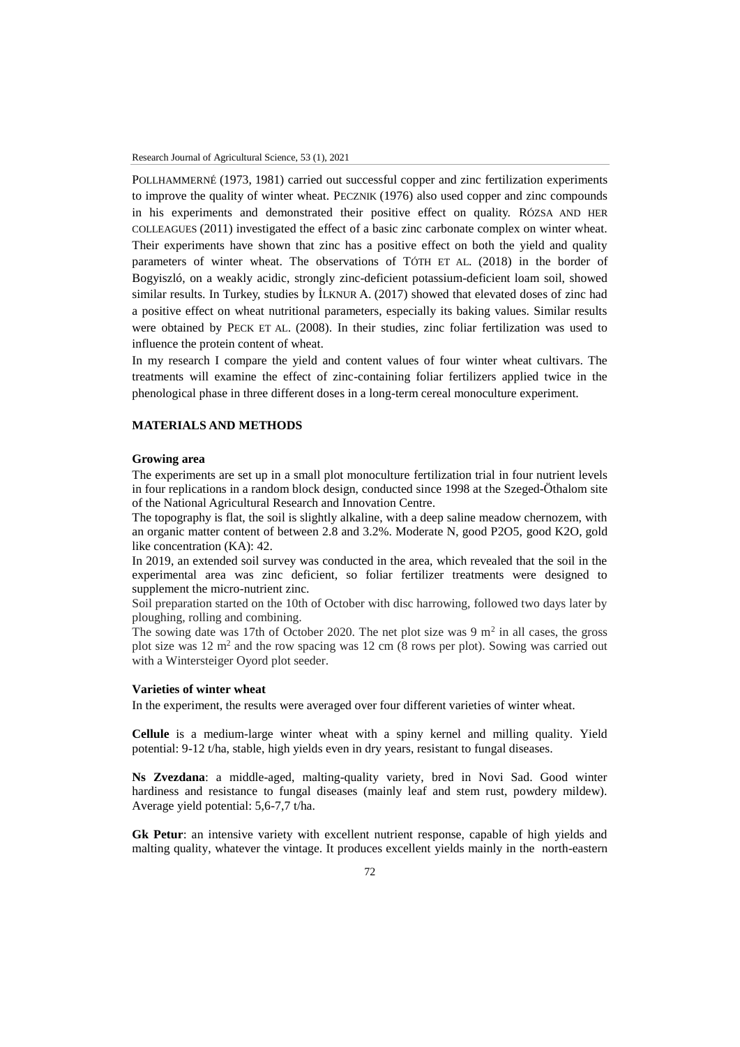POLLHAMMERNÉ (1973, 1981) carried out successful copper and zinc fertilization experiments to improve the quality of winter wheat. PECZNIK (1976) also used copper and zinc compounds in his experiments and demonstrated their positive effect on quality. RÓZSA AND HER COLLEAGUES (2011) investigated the effect of a basic zinc carbonate complex on winter wheat. Their experiments have shown that zinc has a positive effect on both the yield and quality parameters of winter wheat. The observations of TÓTH ET AL. (2018) in the border of Bogyiszló, on a weakly acidic, strongly zinc-deficient potassium-deficient loam soil, showed similar results. In Turkey, studies by İLKNUR A. (2017) showed that elevated doses of zinc had a positive effect on wheat nutritional parameters, especially its baking values. Similar results were obtained by PECK ET AL. (2008). In their studies, zinc foliar fertilization was used to influence the protein content of wheat.

In my research I compare the yield and content values of four winter wheat cultivars. The treatments will examine the effect of zinc-containing foliar fertilizers applied twice in the phenological phase in three different doses in a long-term cereal monoculture experiment.

## MATERIALS AND METHODS

### Growing area

The experiments are set up in a small plot monoculture fertilization trial in four nutrient levels in four replications in a random block design, conducted since 1998 at the Szeged-Öthalom site of the National Agricultural Research and Innovation Centre.

The topography is flat, the soil is slightly alkaline, with a deep saline meadow chernozem, with an organic matter content of between 2.8 and 3.2%. Moderate N, good P2O5, good K2O, gold like concentration (KA): 42.

In 2019, an extended soil survey was conducted in the area, which revealed that the soil in the experimental area was zinc deficient, so foliar fertilizer treatments were designed to supplement the micro-nutrient zinc.

Soil preparation started on the 10th of October with disc harrowing, followed two days later by ploughing, rolling and combining.

The sowing date was 17th of October 2020. The net plot size was 9 $m^2$ in all cases, the gross plot size was 12 $m^2$ and the row spacing was 12 cm (8 rows per plot). Sowing was carried out with a Wintersteiger Oyord plot seeder.

### Varieties of winter wheat

In the experiment, the results were averaged over four different varieties of winter wheat.

**Cellule** is a medium-large winter wheat with a spiny kernel and milling quality. Yield potential: 9-12 t/ha, stable, high yields even in dry years, resistant to fungal diseases.

**Ns Zvezdana**: a middle-aged, malting-quality variety, bred in Novi Sad. Good winter hardiness and resistance to fungal diseases (mainly leaf and stem rust, powdery mildew). Average yield potential: 5,6-7,7 t/ha.

**Gk Petur**: an intensive variety with excellent nutrient response, capable of high yields and malting quality, whatever the vintage. It produces excellent yields mainly in the north-eastern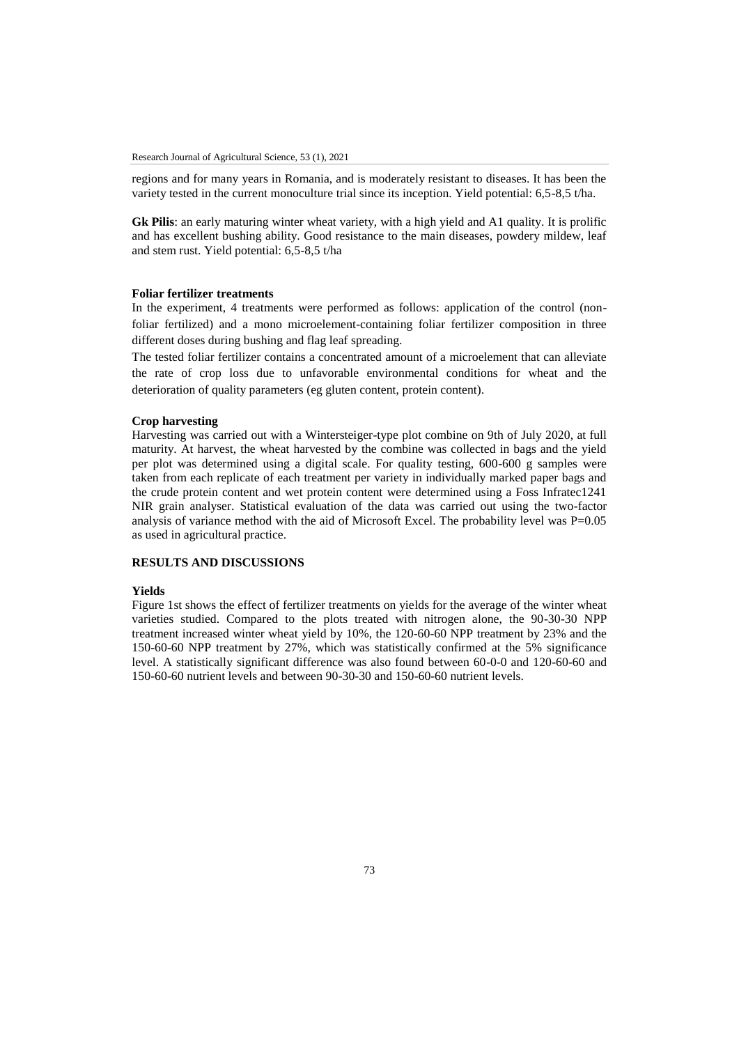regions and for many years in Romania, and is moderately resistant to diseases. It has been the variety tested in the current monoculture trial since its inception. Yield potential: 6,5-8,5 t/ha.

**Gk Pilis**: an early maturing winter wheat variety, with a high yield and A1 quality. It is prolific and has excellent bushing ability. Good resistance to the main diseases, powdery mildew, leaf and stem rust. Yield potential: 6,5-8,5 t/ha

**Foliar fertilizer treatments**

In the experiment, 4 treatments were performed as follows: application of the control (non-foliar fertilized) and a mono microelement-containing foliar fertilizer composition in three different doses during bushing and flag leaf spreading.

The tested foliar fertilizer contains a concentrated amount of a microelement that can alleviate the rate of crop loss due to unfavorable environmental conditions for wheat and the deterioration of quality parameters (eg gluten content, protein content).

**Crop harvesting**

Harvesting was carried out with a Wintersteiger-type plot combine on 9th of July 2020, at full maturity. At harvest, the wheat harvested by the combine was collected in bags and the yield per plot was determined using a digital scale. For quality testing, 600-600 g samples were taken from each replicate of each treatment per variety in individually marked paper bags and the crude protein content and wet protein content were determined using a Foss Infratec1241 NIR grain analyser. Statistical evaluation of the data was carried out using the two-factor analysis of variance method with the aid of Microsoft Excel. The probability level was P=0.05 as used in agricultural practice.

## RESULTS AND DISCUSSIONS

**Yields**

Figure 1st shows the effect of fertilizer treatments on yields for the average of the winter wheat varieties studied. Compared to the plots treated with nitrogen alone, the 90-30-30 NPP treatment increased winter wheat yield by 10%, the 120-60-60 NPP treatment by 23% and the 150-60-60 NPP treatment by 27%, which was statistically confirmed at the 5% significance level. A statistically significant difference was also found between 60-0-0 and 120-60-60 and 150-60-60 nutrient levels and between 90-30-30 and 150-60-60 nutrient levels.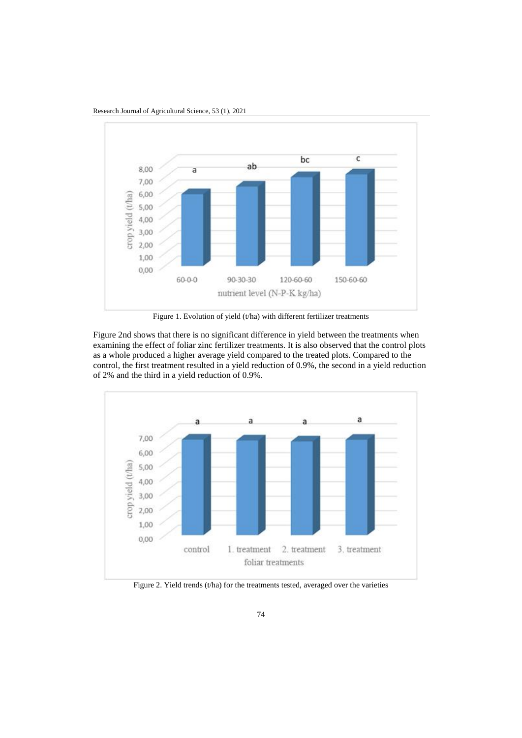Figure 1. Evolution of yield (t/ha) with different fertilizer treatments

Figure 2nd shows that there is no significant difference in yield between the treatments when examining the effect of foliar zinc fertilizer treatments. It is also observed that the control plots as a whole produced a higher average yield compared to the treated plots. Compared to the control, the first treatment resulted in a yield reduction of 0.9%, the second in a yield reduction of 2% and the third in a yield reduction of 0.9%.

Figure 2. Yield trends (t/ha) for the treatments tested, averaged over the varieties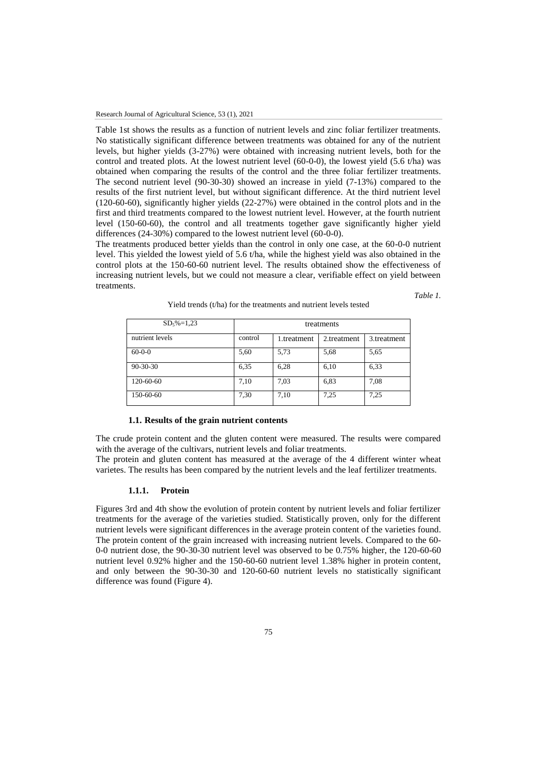Table 1st shows the results as a function of nutrient levels and zinc foliar fertilizer treatments. No statistically significant difference between treatments was obtained for any of the nutrient levels, but higher yields (3-27%) were obtained with increasing nutrient levels, both for the control and treated plots. At the lowest nutrient level (60-0-0), the lowest yield (5.6 t/ha) was obtained when comparing the results of the control and the three foliar fertilizer treatments. The second nutrient level (90-30-30) showed an increase in yield (7-13%) compared to the results of the first nutrient level, but without significant difference. At the third nutrient level (120-60-60), significantly higher yields (22-27%) were obtained in the control plots and in the first and third treatments compared to the lowest nutrient level. However, at the fourth nutrient level (150-60-60), the control and all treatments together gave significantly higher yield differences (24-30%) compared to the lowest nutrient level (60-0-0).

The treatments produced better yields than the control in only one case, at the 60-0-0 nutrient level. This yielded the lowest yield of 5.6 t/ha, while the highest yield was also obtained in the control plots at the 150-60-60 nutrient level. The results obtained show the effectiveness of increasing nutrient levels, but we could not measure a clear, verifiable effect on yield between treatments.

*Table 1.*

Yield trends (t/ha) for the treatments and nutrient levels tested

| $SD_5\%$=1,23 | treatments | | | |
|---|---|---|---|---|
| nutrient levels | control | 1.treatment | 2.treatment | 3.treatment |
| 60-0-0 | 5,60 | 5,73 | 5,68 | 5,65 |
| 90-30-30 | 6,35 | 6,28 | 6,10 | 6,33 |
| 120-60-60 | 7,10 | 7,03 | 6,83 | 7,08 |
| 150-60-60 | 7,30 | 7,10 | 7,25 | 7,25 |

### 1.1. Results of the grain nutrient contents

The crude protein content and the gluten content were measured. The results were compared with the average of the cultivars, nutrient levels and foliar treatments.

The protein and gluten content has measured at the average of the 4 different winter wheat varietes. The results has been compared by the nutrient levels and the leaf fertilizer treatments.

#### 1.1.1. Protein

Figures 3rd and 4th show the evolution of protein content by nutrient levels and foliar fertilizer treatments for the average of the varieties studied. Statistically proven, only for the different nutrient levels were significant differences in the average protein content of the varieties found. The protein content of the grain increased with increasing nutrient levels. Compared to the 60-0-0 nutrient dose, the 90-30-30 nutrient level was observed to be 0.75% higher, the 120-60-60 nutrient level 0.92% higher and the 150-60-60 nutrient level 1.38% higher in protein content, and only between the 90-30-30 and 120-60-60 nutrient levels no statistically significant difference was found (Figure 4).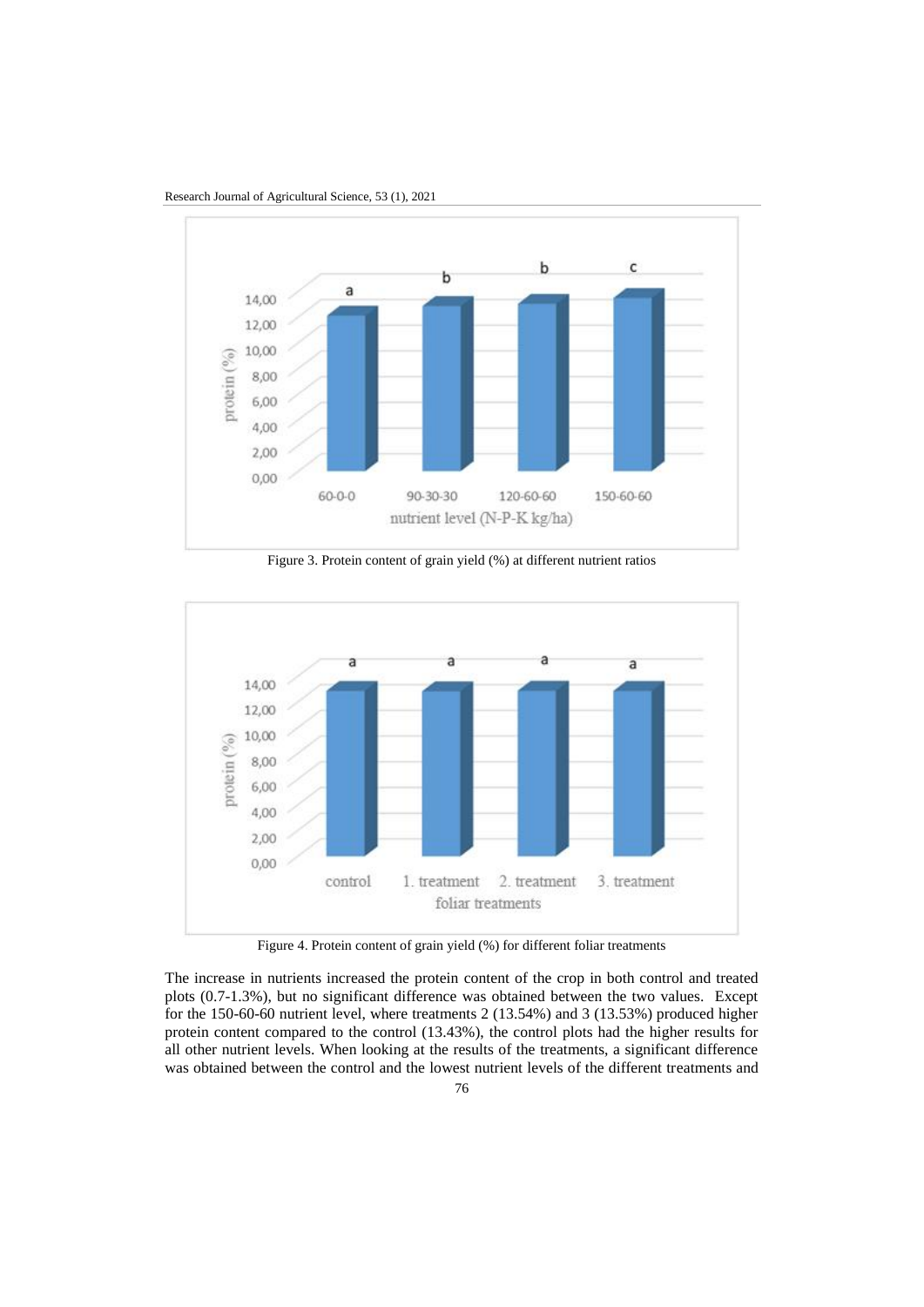Figure 3. Protein content of grain yield (%) at different nutrient ratios

Figure 4. Protein content of grain yield (%) for different foliar treatments

The increase in nutrients increased the protein content of the crop in both control and treated plots (0.7-1.3%), but no significant difference was obtained between the two values. Except for the 150-60-60 nutrient level, where treatments 2 (13.54%) and 3 (13.53%) produced higher protein content compared to the control (13.43%), the control plots had the higher results for all other nutrient levels. When looking at the results of the treatments, a significant difference was obtained between the control and the lowest nutrient levels of the different treatments and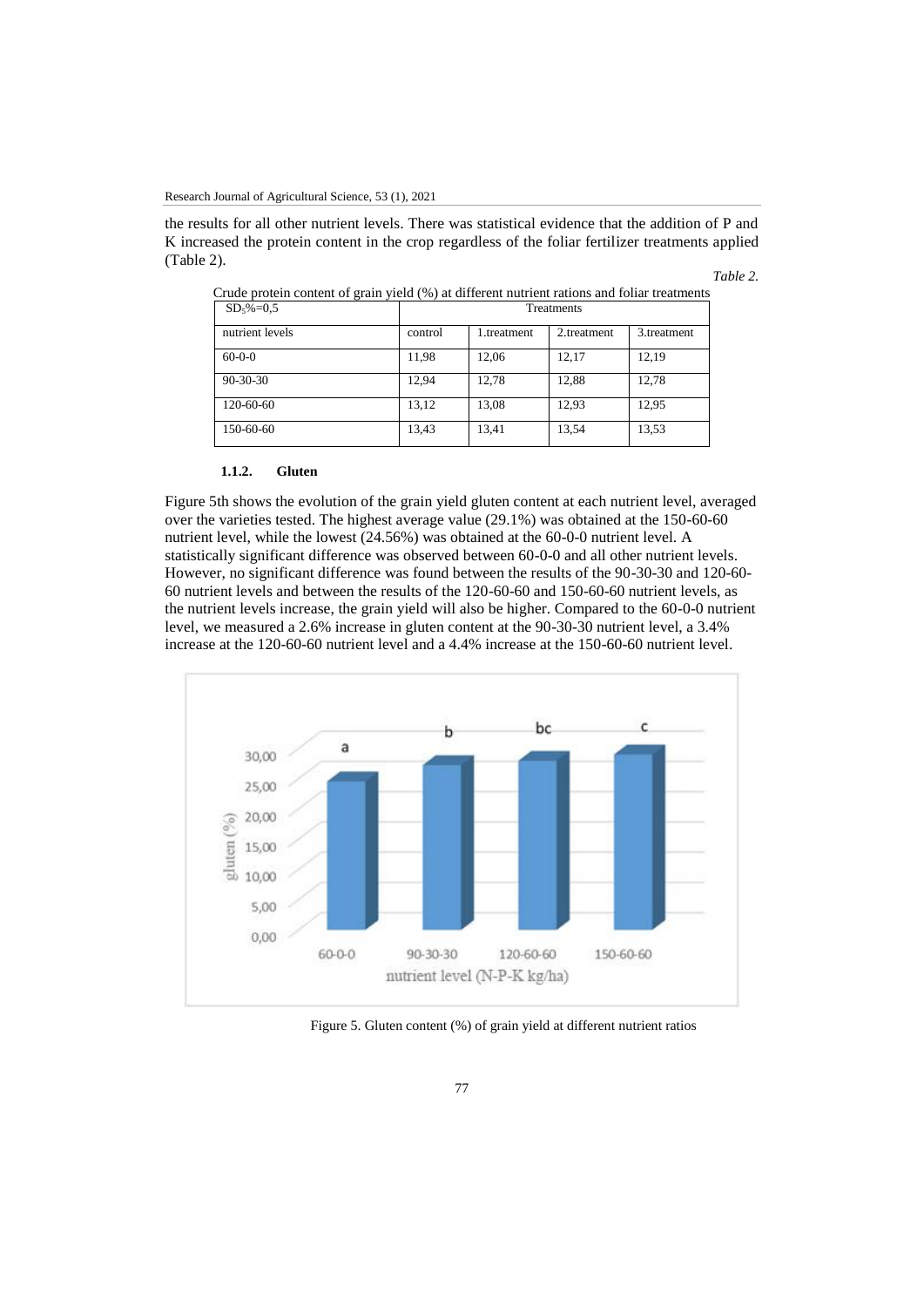the results for all other nutrient levels. There was statistical evidence that the addition of P and K increased the protein content in the crop regardless of the foliar fertilizer treatments applied (Table 2).

*Table 2.*

Crude protein content of grain yield (%) at different nutrient rations and foliar treatments

| $SD_5\%$=0,5 | Treatments | | | |
|---|---|---|---|---|
| nutrient levels | control | 1.treatment | 2.treatment | 3.treatment |
| 60-0-0 | 11,98 | 12,06 | 12,17 | 12,19 |
| 90-30-30 | 12,94 | 12,78 | 12,88 | 12,78 |
| 120-60-60 | 13,12 | 13,08 | 12,93 | 12,95 |
| 150-60-60 | 13,43 | 13,41 | 13,54 | 13,53 |

#### 1.1.2. Gluten

Figure 5th shows the evolution of the grain yield gluten content at each nutrient level, averaged over the varieties tested. The highest average value (29.1%) was obtained at the 150-60-60 nutrient level, while the lowest (24.56%) was obtained at the 60-0-0 nutrient level. A statistically significant difference was observed between 60-0-0 and all other nutrient levels. However, no significant difference was found between the results of the 90-30-30 and 120-60-60 nutrient levels and between the results of the 120-60-60 and 150-60-60 nutrient levels, as the nutrient levels increase, the grain yield will also be higher. Compared to the 60-0-0 nutrient level, we measured a 2.6% increase in gluten content at the 90-30-30 nutrient level, a 3.4% increase at the 120-60-60 nutrient level and a 4.4% increase at the 150-60-60 nutrient level.

Figure 5. Gluten content (%) of grain yield at different nutrient ratios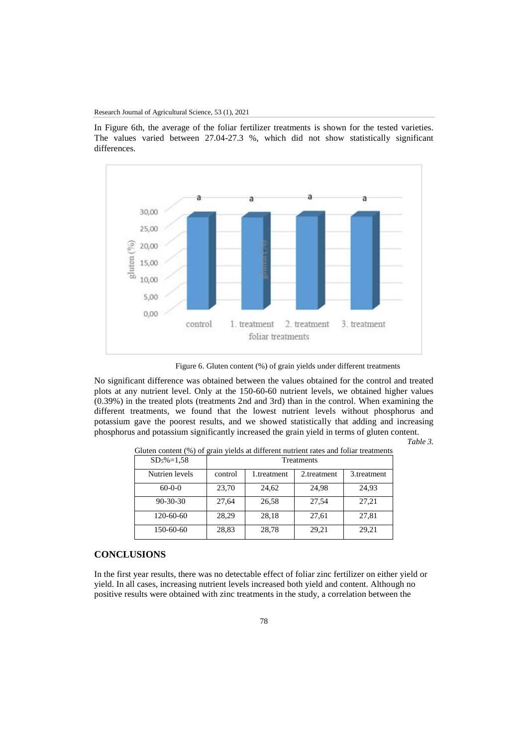In Figure 6th, the average of the foliar fertilizer treatments is shown for the tested varieties. The values varied between 27.04-27.3 %, which did not show statistically significant differences.

Figure 6. Gluten content (%) of grain yields under different treatments

No significant difference was obtained between the values obtained for the control and treated plots at any nutrient level. Only at the 150-60-60 nutrient levels, we obtained higher values (0.39%) in the treated plots (treatments 2nd and 3rd) than in the control. When examining the different treatments, we found that the lowest nutrient levels without phosphorus and potassium gave the poorest results, and we showed statistically that adding and increasing phosphorus and potassium significantly increased the grain yield in terms of gluten content.

*Table 3.*

Gluten content (%) of grain yields at different nutrient rates and foliar treatments

| $SD_5\%$=1,58 | Treatments | | | |
|---|---|---|---|---|
| Nutrien levels | control | 1.treatment | 2.treatment | 3.treatment |
| 60-0-0 | 23,70 | 24,62 | 24,98 | 24,93 |
| 90-30-30 | 27,64 | 26,58 | 27,54 | 27,21 |
| 120-60-60 | 28,29 | 28,18 | 27,61 | 27,81 |
| 150-60-60 | 28,83 | 28,78 | 29,21 | 29,21 |

## CONCLUSIONS

In the first year results, there was no detectable effect of foliar zinc fertilizer on either yield or yield. In all cases, increasing nutrient levels increased both yield and content. Although no positive results were obtained with zinc treatments in the study, a correlation between the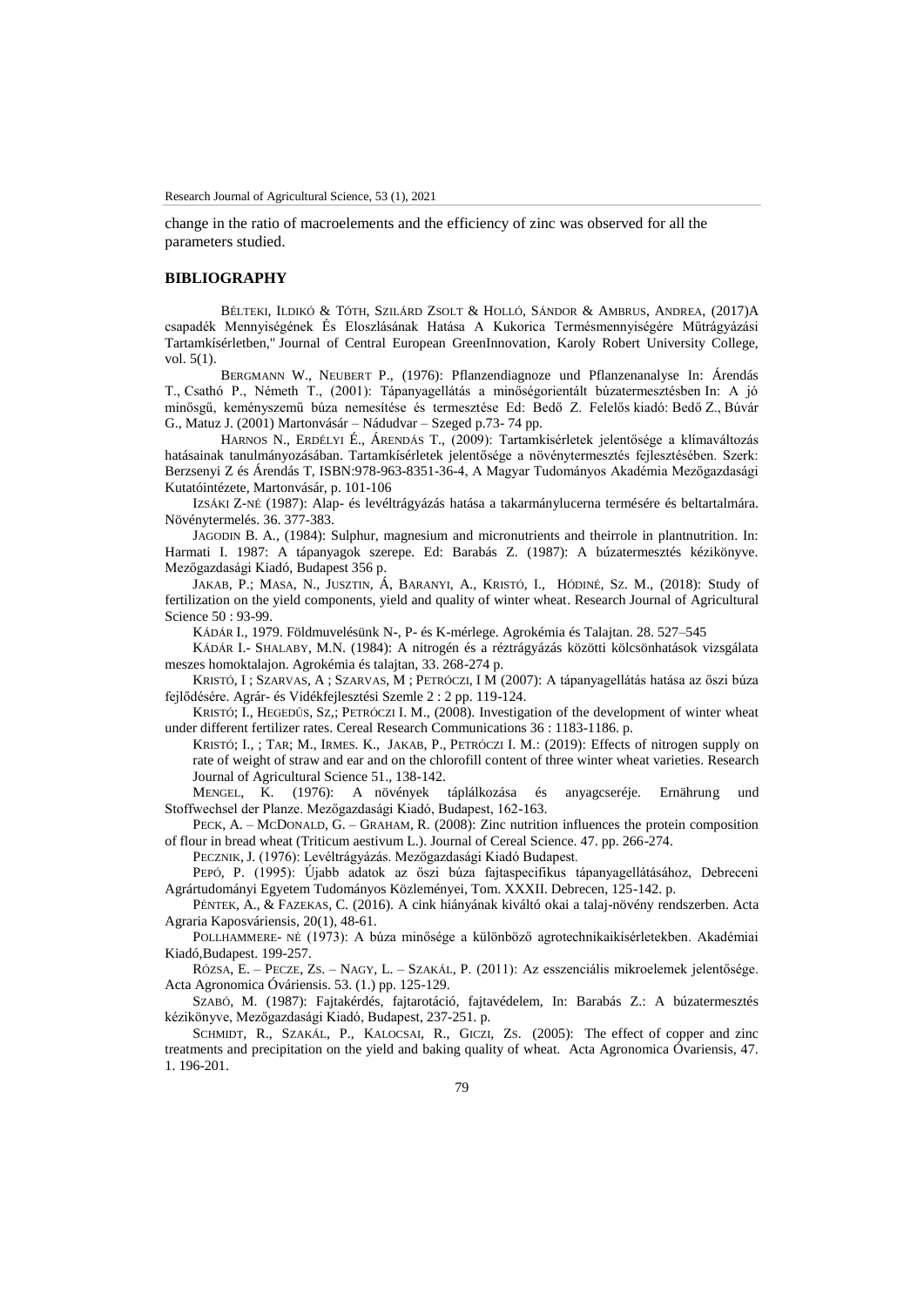change in the ratio of macroelements and the efficiency of zinc was observed for all the parameters studied.

## BIBLIOGRAPHY

BÉLTEKI, ILDIKÓ & TÓTH, SZILÁRD ZSOLT & HOLLÓ, SÁNDOR & AMBRUS, ANDREA, (2017)A csapadék Mennyiségének És Eloszlásának Hatása A Kukorica Termésmennyiségére Műtrágyázási Tartamkísérletben," Journal of Central European GreenInnovation, Karoly Robert University College, vol. 5(1).

BERGMANN W., NEUBERT P., (1976): Pflanzendiagnoze und Pflanzenanalyse In: Árendás T., Csathó P., Németh T., (2001): Tápanyagellátás a minőségorientált búzatermesztésben In: A jó minőségű, keményszemű búza nemesítése és termesztése Ed: Bedő Z. Felelős kiadó: Bedő Z., Búvár G., Matuz J. (2001) Martonvásár – Nádudvar – Szeged p.73- 74 pp.

HARNOS N., ERDÉLYI É., ÁRENDÁS T., (2009): Tartamkísérletek jelentősége a klímaváltozás hatásainak tanulmányozásában. Tartamkísérletek jelentősége a növénytermesztés fejlesztésében. Szerk: Berzsenyi Z és Árendás T, ISBN:978-963-8351-36-4, A Magyar Tudományos Akadémia Mezőgazdasági Kutatóintézete, Martonvásár, p. 101-106

IZSÁKI Z-NÉ (1987): Alap- és levéltrágyázás hatása a takarmánylucerna termésére és beltartalmára. Növénytermelés. 36. 377-383.

JAGODIN B. A., (1984): Sulphur, magnesium and micronutrients and theirrole in plantnutrition. In: Harmati I. 1987: A tápanyagok szerepe. Ed: Barabás Z. (1987): A búzatermesztés kézikönyve. Mezőgazdasági Kiadó, Budapest 356 p.

JAKAB, P.; MASA, N., JUSZTIN, Á, BARANYI, A., KRISTÓ, I., HÓDINÉ, SZ. M., (2018): Study of fertilization on the yield components, yield and quality of winter wheat. Research Journal of Agricultural Science 50 : 93-99.

KÁDÁR I., 1979. Földmuvelésünk N-, P- és K-mérlege. Agrokémia és Talajtan. 28. 527–545

KÁDÁR I.- SHALABY, M.N. (1984): A nitrogén és a réztrágyázás közötti kölcsönhatások vizsgálata meszes homoktalajon. Agrokémia és talajtan, 33. 268-274 p.

KRISTÓ, I ; SZARVAS, A ; SZARVAS, M ; PETRÓCZI, I M (2007): A tápanyagellátás hatása az őszi búza fejlődésére. Agrár- és Vidékfejlesztési Szemle 2 : 2 pp. 119-124.

KRISTÓ; I., HEGEDŰS, SZ,; PETRÓCZI I. M., (2008). Investigation of the development of winter wheat under different fertilizer rates. Cereal Research Communications 36 : 1183-1186. p.

KRISTÓ; I., ; TAR; M., IRMES. K., JAKAB, P., PETRÓCZI I. M.: (2019): Effects of nitrogen supply on rate of weight of straw and ear and on the chlorofill content of three winter wheat varieties. Research Journal of Agricultural Science 51., 138-142.

MENGEL, K. (1976): A növények táplálkozása és anyagcseréje. Ernährung und Stoffwechsel der Planze. Mezőgazdasági Kiadó, Budapest, 162-163.

PECK, A. – MCDONALD, G. – GRAHAM, R. (2008): Zinc nutrition influences the protein composition of flour in bread wheat (Triticum aestivum L.). Journal of Cereal Science. 47. pp. 266-274.

PECZNIK, J. (1976): Levéltrágyázás. Mezőgazdasági Kiadó Budapest.

PEPÓ, P. (1995): Újabb adatok az őszi búza fajtaspecifikus tápanyagellátásához, Debreceni Agrártudományi Egyetem Tudományos Közleményei, Tom. XXXII. Debrecen, 125-142. p.

PÉNTEK, A., & FAZEKAS, C. (2016). A cink hiányának kiváltó okai a talaj-növény rendszerben. Acta Agraria Kaposváriensis, 20(1), 48-61.

POLLHAMMERE- NÉ (1973): A búza minősége a különböző agrotechnikaikísérletekben. Akadémiai Kiadó,Budapest. 199-257.

RÓZSA, E. – PECZE, ZS. – NAGY, L. – SZAKÁL, P. (2011): Az esszenciális mikroelemek jelentősége. Acta Agronomica Óváriensis. 53. (1.) pp. 125-129.

SZABÓ, M. (1987): Fajtakérdés, fajtarotáció, fajtavédelem, In: Barabás Z.: A búzatermesztés kézikönyve, Mezőgazdasági Kiadó, Budapest, 237-251. p.

SCHMIDT, R., SZAKÁL, P., KALOCSAI, R., GICZI, ZS. (2005): The effect of copper and zinc treatments and precipitation on the yield and baking quality of wheat. Acta Agronomica Óvariensis, 47. 1. 196-201.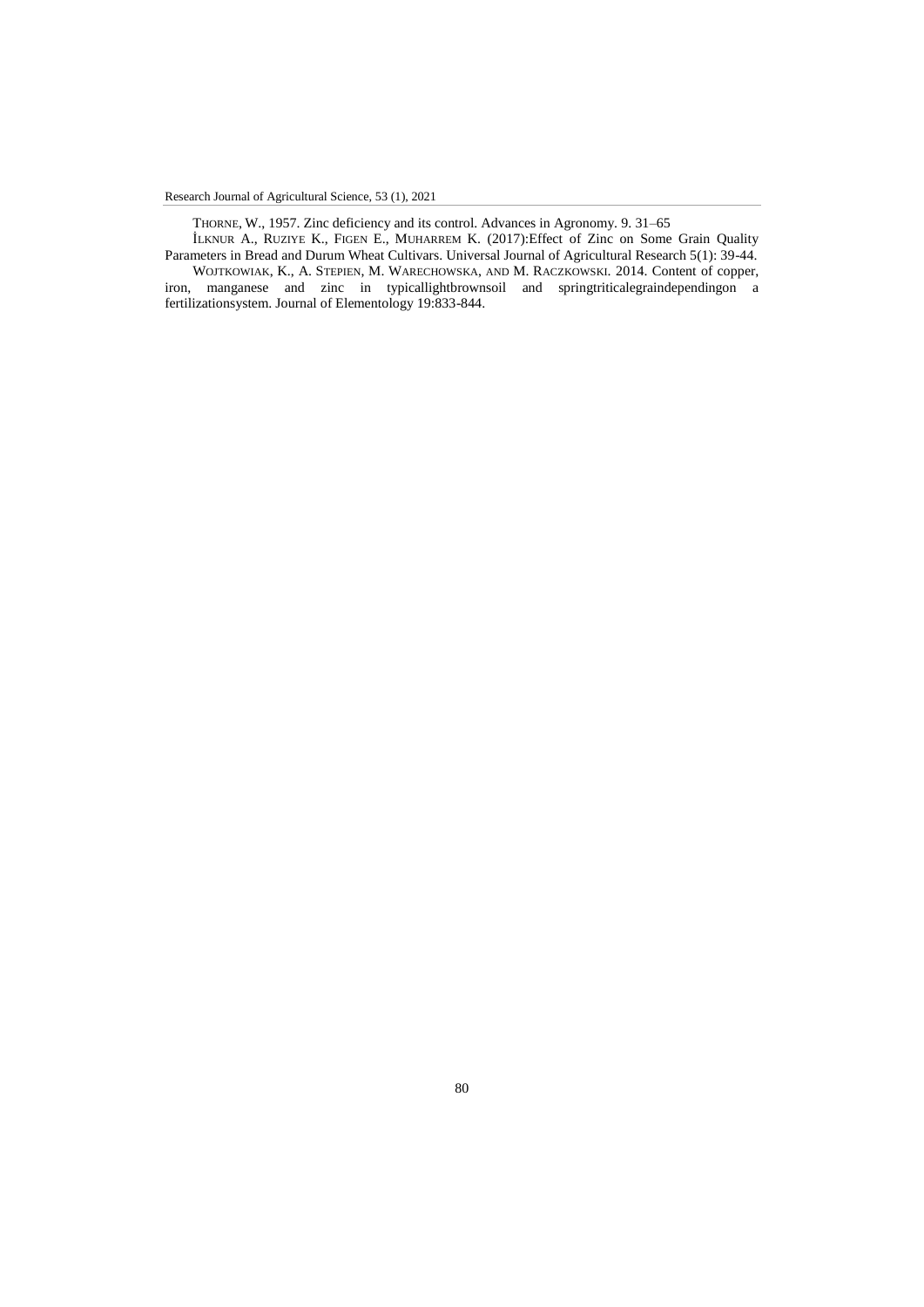THORNE, W., 1957. Zinc deficiency and its control. Advances in Agronomy. 9. 31–65

İLKNUR A., RUZIYE K., FIGEN E., MUHARREM K. (2017):Effect of Zinc on Some Grain Quality Parameters in Bread and Durum Wheat Cultivars. Universal Journal of Agricultural Research 5(1): 39-44.

WOJTKOWIAK, K., A. STEPIEN, M. WARECHOWSKA, AND M. RACZKOWSKI. 2014. Content of copper, iron, manganese and zinc in typicallightbrownsoil and springtriticalegraindependingon a fertilizationsystem. Journal of Elementology 19:833-844.